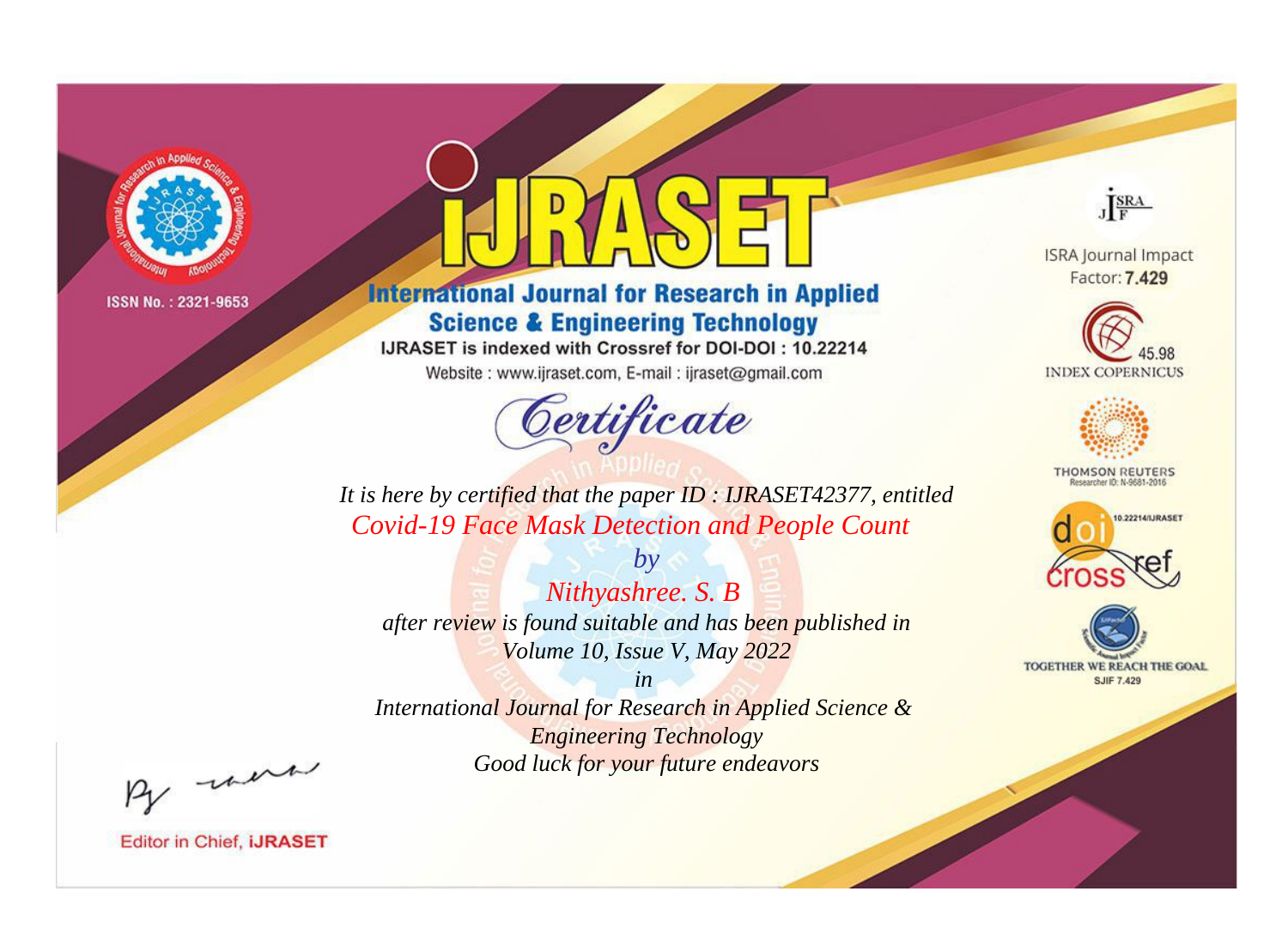ISSN No. : 2321-9653

# iJRASET

## International Journal for Research in Applied Science & Engineering Technology

IJRASET is indexed with Crossref for DOI-DOI : 10.22214

Website : www.ijraset.com, E-mail : ijraset@gmail.com

ISRA Journal Impact Factor: **7.429**

45.98 INDEX COPERNICUS

THOMSON REUTERS Researcher ID: N-9681-2016

10.22214/IJRASET

TOGETHER WE REACH THE GOAL SJIF 7.429

## *Certificate*

*It is here by certified that the paper ID : IJRASET42377, entitled*

*Covid-19 Face Mask Detection and People Count*

*by*

*Nithyashree. S. B*

*after review is found suitable and has been published in*

*Volume 10, Issue V, May 2022*

*in*

*International Journal for Research in Applied Science & Engineering Technology*

*Good luck for your future endeavors*

Editor in Chief, **iJRASET**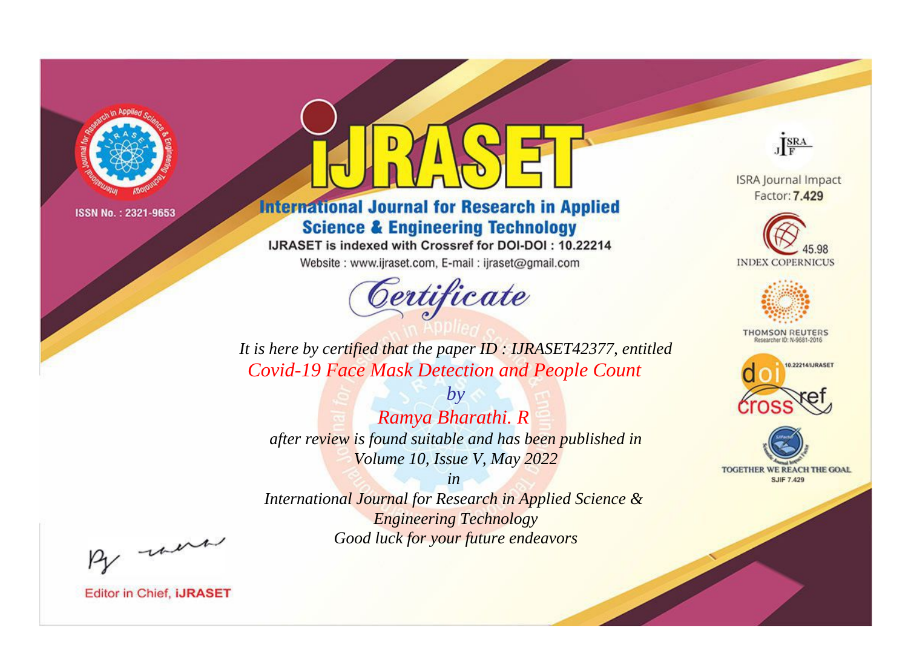ISSN No. : 2321-9653

# iJRASET

## International Journal for Research in Applied Science & Engineering Technology

IJRASET is indexed with Crossref for DOI-DOI : 10.22214

Website : www.ijraset.com, E-mail : ijraset@gmail.com

*Certificate*

*It is here by certified that the paper ID : IJRASET42377, entitled*

*Covid-19 Face Mask Detection and People Count*

*by*

*Ramya Bharathi. R*

*after review is found suitable and has been published in*

*Volume 10, Issue V, May 2022*

*in*

*International Journal for Research in Applied Science & Engineering Technology*

*Good luck for your future endeavors*

ISRA Journal Impact Factor: **7.429**

45.98 INDEX COPERNICUS

THOMSON REUTERS Researcher ID: N-9681-2016

10.22214/IJRASET

TOGETHER WE REACH THE GOAL SJIF 7.429

Editor in Chief, **iJRASET**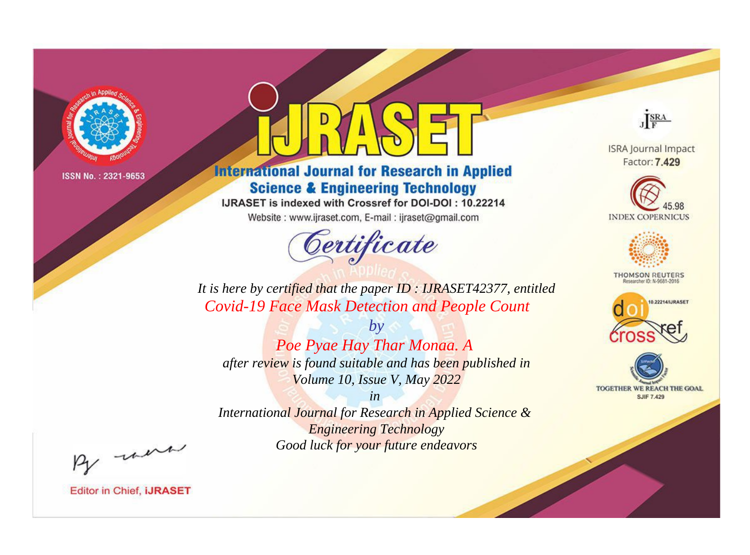ISSN No. : 2321-9653

# iJRASET

## International Journal for Research in Applied Science & Engineering Technology

IJRASET is indexed with Crossref for DOI-DOI : 10.22214

Website : www.ijraset.com, E-mail : ijraset@gmail.com

# Certificate

*It is here by certified that the paper ID : IJRASET42377, entitled*

*Covid-19 Face Mask Detection and People Count*

*by*

*Poe Pyae Hay Thar Monaa. A*

*after review is found suitable and has been published in*

*Volume 10, Issue V, May 2022*

*in*

*International Journal for Research in Applied Science & Engineering Technology*

*Good luck for your future endeavors*

ISRA Journal Impact Factor: **7.429**

45.98 INDEX COPERNICUS

THOMSON REUTERS Researcher ID: N-9681-2016

10.22214/IJRASET

TOGETHER WE REACH THE GOAL SJIF 7.429

Editor in Chief, **iJRASET**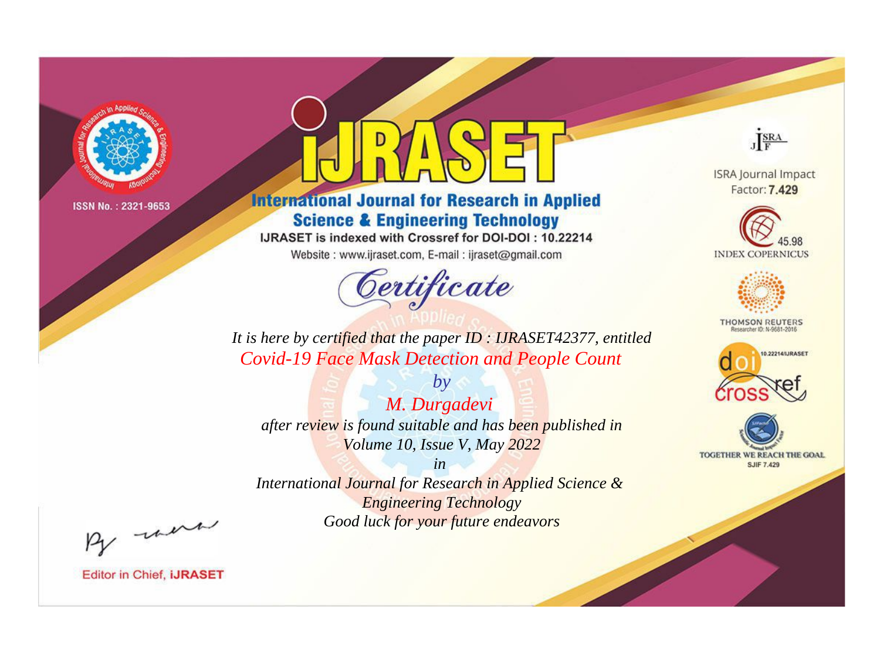ISSN No. : 2321-9653

# iJRASET

## International Journal for Research in Applied Science & Engineering Technology

IJRASET is indexed with Crossref for DOI-DOI : 10.22214

Website : www.ijraset.com, E-mail : ijraset@gmail.com

# Certificate

*It is here by certified that the paper ID : IJRASET42377, entitled*

*Covid-19 Face Mask Detection and People Count*

*by*

*M. Durgadevi*

*after review is found suitable and has been published in*

*Volume 10, Issue V, May 2022*

*in*

*International Journal for Research in Applied Science & Engineering Technology*

*Good luck for your future endeavors*

ISRA Journal Impact Factor: **7.429**

45.98 INDEX COPERNICUS

THOMSON REUTERS Researcher ID: N-9681-2016

10.22214/IJRASET

TOGETHER WE REACH THE GOAL SJIF 7.429

Editor in Chief, **iJRASET**